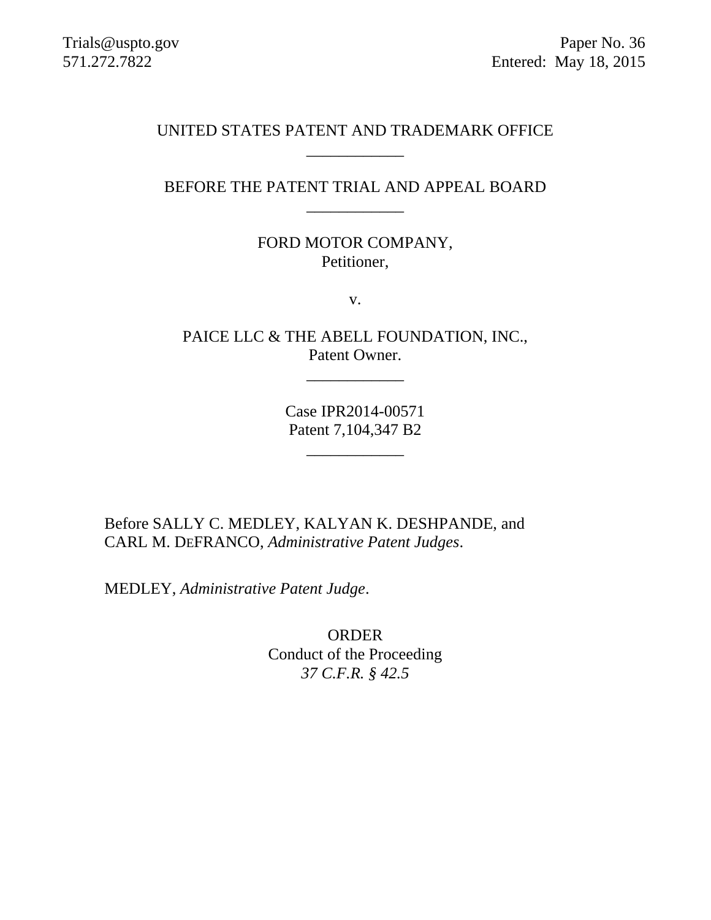Trials@uspto.gov
571.272.7822

Paper No. 36
Entered: May 18, 2015

UNITED STATES PATENT AND TRADEMARK OFFICE

---

BEFORE THE PATENT TRIAL AND APPEAL BOARD

---

FORD MOTOR COMPANY,
Petitioner,

v.

PAICE LLC & THE ABELL FOUNDATION, INC.,
Patent Owner.

---

Case IPR2014-00571
Patent 7,104,347 B2

---

Before SALLY C. MEDLEY, KALYAN K. DESHPANDE, and CARL M. DEFRANCO, *Administrative Patent Judges*.

MEDLEY, *Administrative Patent Judge*.

ORDER
Conduct of the Proceeding
*37 C.F.R. § 42.5*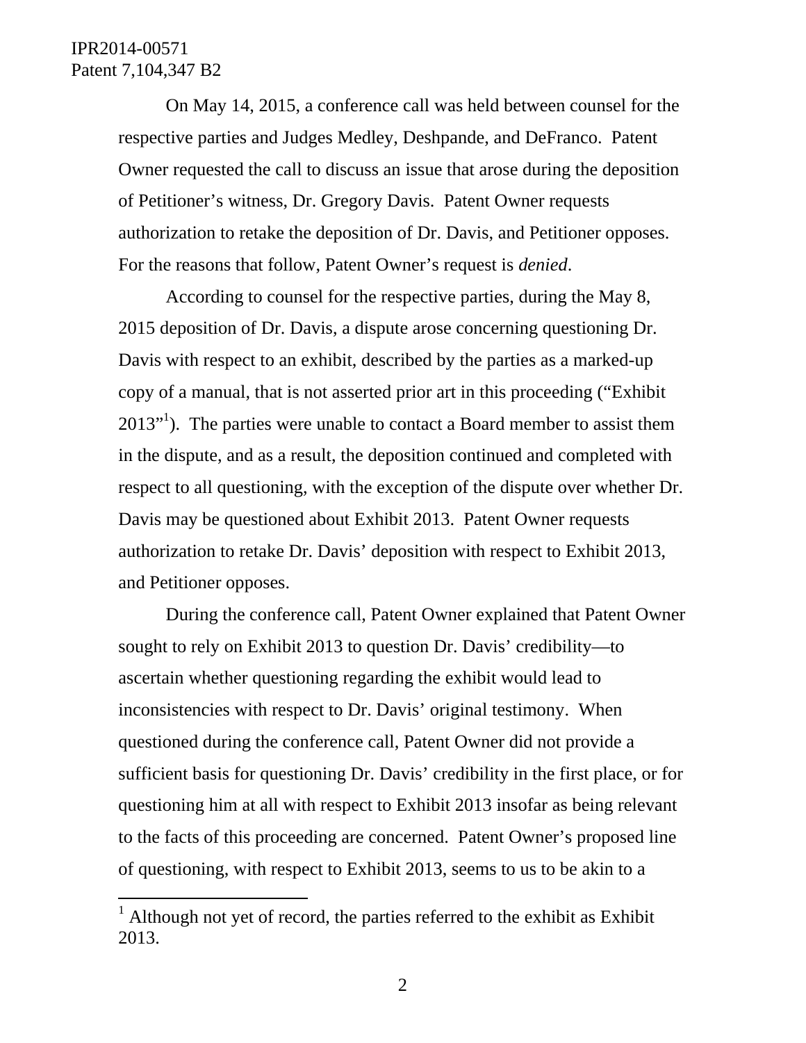On May 14, 2015, a conference call was held between counsel for the respective parties and Judges Medley, Deshpande, and DeFranco. Patent Owner requested the call to discuss an issue that arose during the deposition of Petitioner's witness, Dr. Gregory Davis. Patent Owner requests authorization to retake the deposition of Dr. Davis, and Petitioner opposes. For the reasons that follow, Patent Owner's request is *denied*.

According to counsel for the respective parties, during the May 8, 2015 deposition of Dr. Davis, a dispute arose concerning questioning Dr. Davis with respect to an exhibit, described by the parties as a marked-up copy of a manual, that is not asserted prior art in this proceeding ("Exhibit 2013"[1]). The parties were unable to contact a Board member to assist them in the dispute, and as a result, the deposition continued and completed with respect to all questioning, with the exception of the dispute over whether Dr. Davis may be questioned about Exhibit 2013. Patent Owner requests authorization to retake Dr. Davis' deposition with respect to Exhibit 2013, and Petitioner opposes.

During the conference call, Patent Owner explained that Patent Owner sought to rely on Exhibit 2013 to question Dr. Davis' credibility—to ascertain whether questioning regarding the exhibit would lead to inconsistencies with respect to Dr. Davis' original testimony. When questioned during the conference call, Patent Owner did not provide a sufficient basis for questioning Dr. Davis' credibility in the first place, or for questioning him at all with respect to Exhibit 2013 insofar as being relevant to the facts of this proceeding are concerned. Patent Owner's proposed line of questioning, with respect to Exhibit 2013, seems to us to be akin to a

[1] Although not yet of record, the parties referred to the exhibit as Exhibit 2013.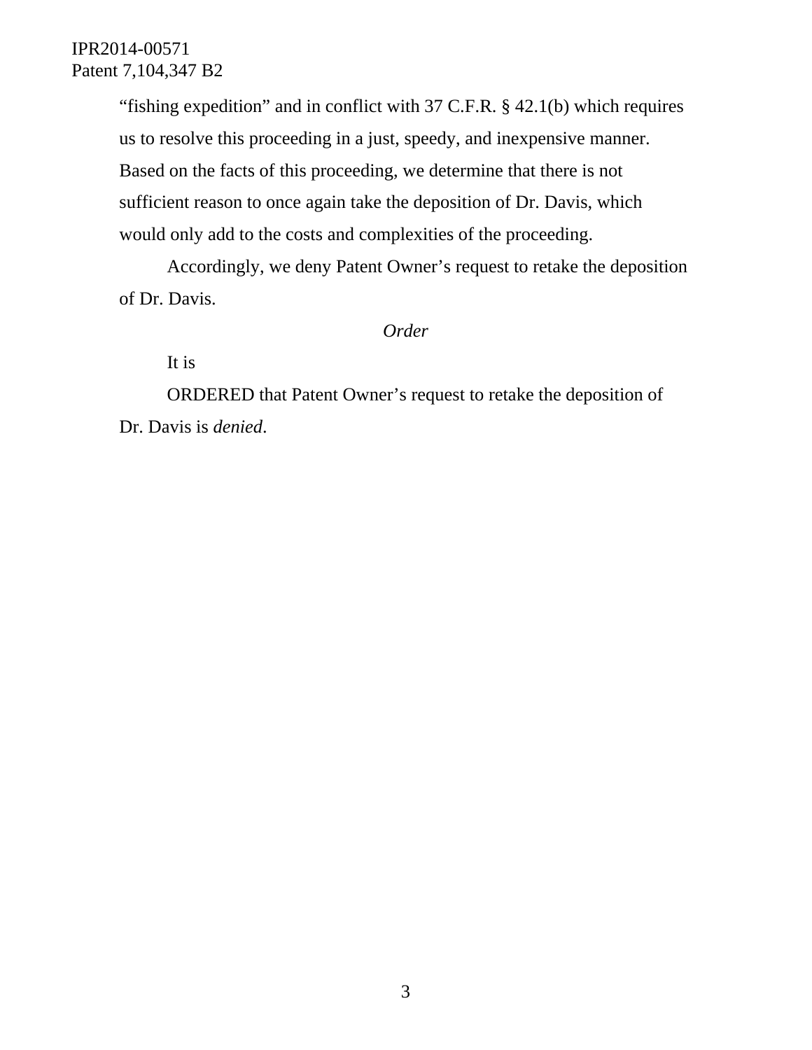"fishing expedition" and in conflict with 37 C.F.R. § 42.1(b) which requires us to resolve this proceeding in a just, speedy, and inexpensive manner. Based on the facts of this proceeding, we determine that there is not sufficient reason to once again take the deposition of Dr. Davis, which would only add to the costs and complexities of the proceeding.

Accordingly, we deny Patent Owner's request to retake the deposition of Dr. Davis.

*Order*

It is

ORDERED that Patent Owner's request to retake the deposition of Dr. Davis is *denied*.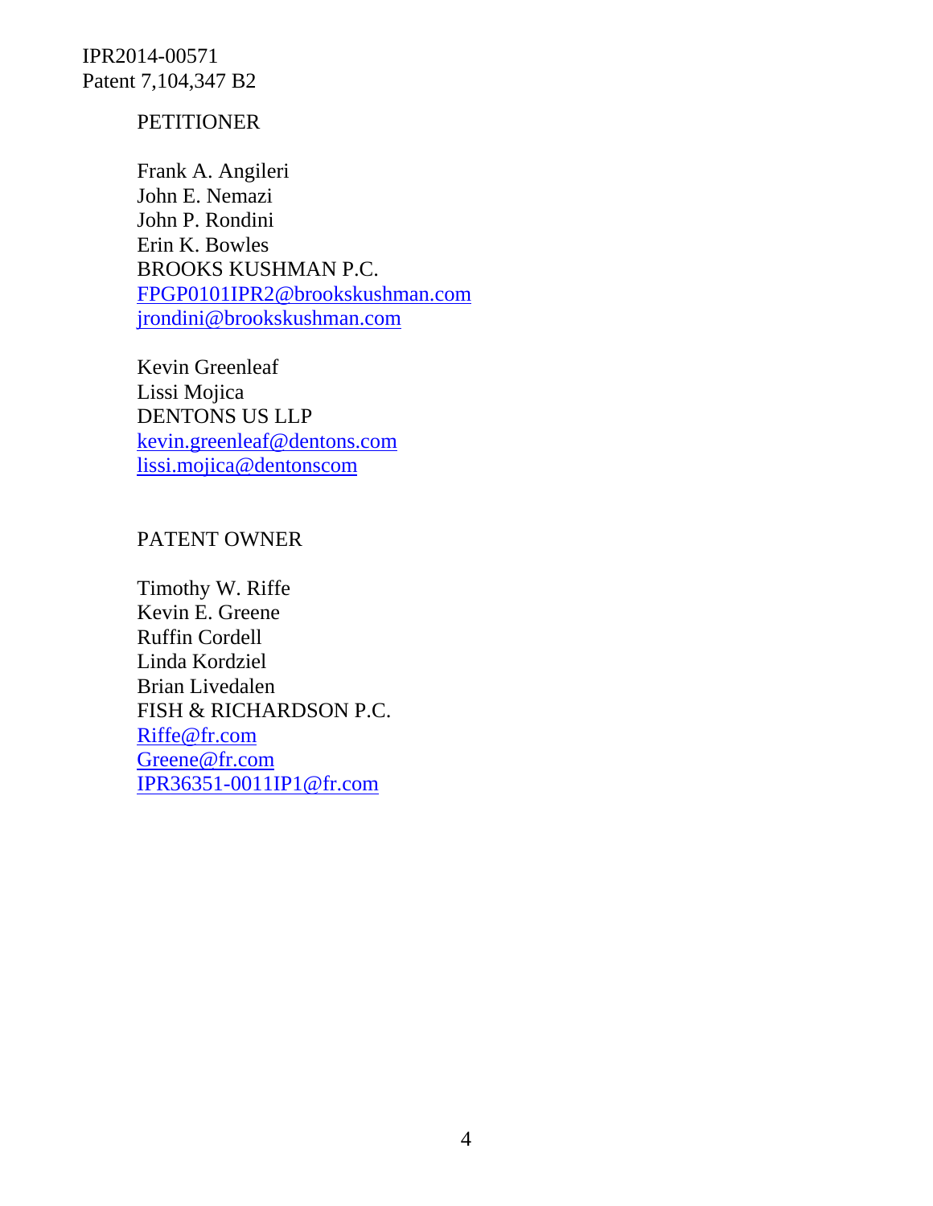PETITIONER

Frank A. Angileri
John E. Nemazi
John P. Rondini
Erin K. Bowles
BROOKS KUSHMAN P.C.
FPGP0101IPR2@brookskushman.com
jrondini@brookskushman.com

Kevin Greenleaf
Lissi Mojica
DENTONS US LLP
kevin.greenleaf@dentons.com
lissi.mojica@dentonscom

PATENT OWNER

Timothy W. Riffe
Kevin E. Greene
Ruffin Cordell
Linda Kordziel
Brian Livedalen
FISH & RICHARDSON P.C.
Riffe@fr.com
Greene@fr.com
IPR36351-0011IP1@fr.com